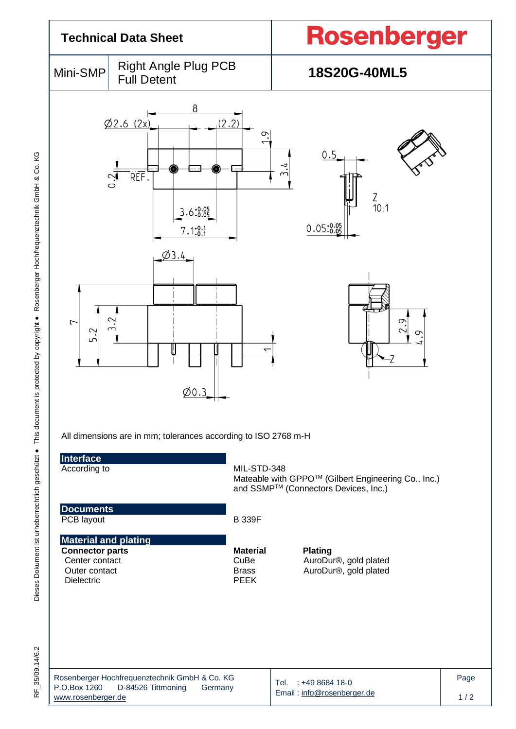# Technical Data Sheet

# Rosenberger

| Mini-SMP | Right Angle Plug PCB Full Detent | 18S20G-40ML5 |
|---|---|---|

All dimensions are in mm; tolerances according to ISO 2768 m-H

## Interface

| | |
|---|---|
| According to | MIL-STD-348<br>Mateable with GPPO™ (Gilbert Engineering Co., Inc.) and SSMP™ (Connectors Devices, Inc.) |

## Documents

| | |
|---|---|
| PCB layout | B 339F |

## Material and plating

| **Connector parts** | **Material** | **Plating** |
|---|---|---|
| Center contact | CuBe | AuroDur®, gold plated |
| Outer contact | Brass | AuroDur®, gold plated |
| Dielectric | PEEK | |

Rosenberger Hochfrequenztechnik GmbH & Co. KG
P.O.Box 1260 D-84526 Tittmoning Germany
www.rosenberger.de

Tel. : +49 8684 18-0
Email : info@rosenberger.de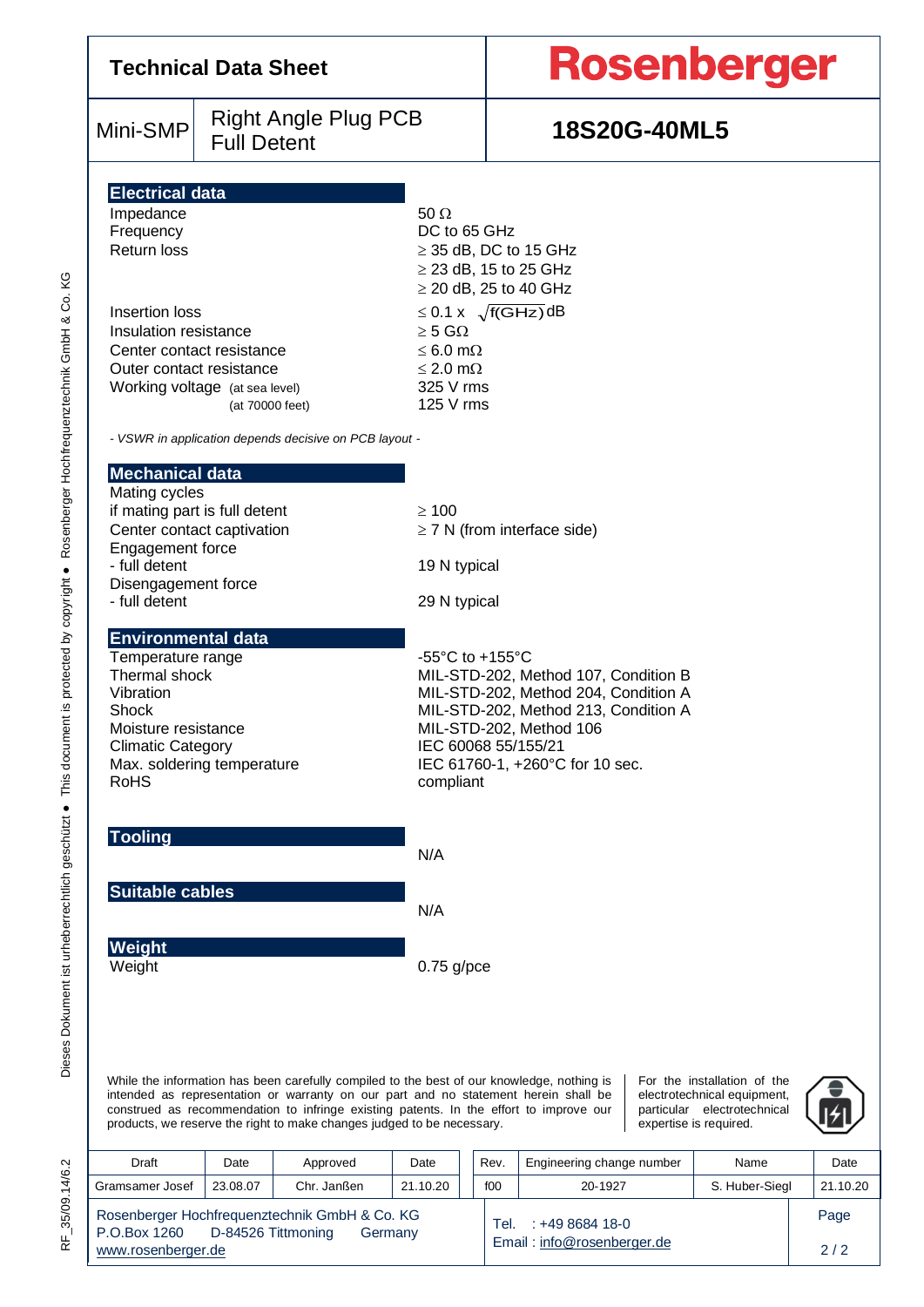# Technical Data Sheet

# Rosenberger

Mini-SMP | Right Angle Plug PCB Full Detent | **18S20G-40ML5**

## Electrical data

| | |
|---|---|
| Impedance | 50 Ω |
| Frequency | DC to 65 GHz |
| Return loss | ≥ 35 dB, DC to 15 GHz |
| | ≥ 23 dB, 15 to 25 GHz |
| | ≥ 20 dB, 25 to 40 GHz |
| Insertion loss | $\leq 0.1 \times \sqrt{f(\mathrm{GHz})}$ dB |
| Insulation resistance | ≥ 5 GΩ |
| Center contact resistance | ≤ 6.0 mΩ |
| Outer contact resistance | ≤ 2.0 mΩ |
| Working voltage (at sea level) | 325 V rms |
| (at 70000 feet) | 125 V rms |

*- VSWR in application depends decisive on PCB layout -*

## Mechanical data

| | |
|---|---|
| Mating cycles | |
| if mating part is full detent | ≥ 100 |
| Center contact captivation | ≥ 7 N (from interface side) |
| Engagement force | |
| - full detent | 19 N typical |
| Disengagement force | |
| - full detent | 29 N typical |

## Environmental data

| | |
|---|---|
| Temperature range | -55°C to +155°C |
| Thermal shock | MIL-STD-202, Method 107, Condition B |
| Vibration | MIL-STD-202, Method 204, Condition A |
| Shock | MIL-STD-202, Method 213, Condition A |
| Moisture resistance | MIL-STD-202, Method 106 |
| Climatic Category | IEC 60068 55/155/21 |
| Max. soldering temperature | IEC 61760-1, +260°C for 10 sec. |
| RoHS | compliant |

## Tooling

N/A

## Suitable cables

N/A

## Weight

| | |
|---|---|
| Weight | 0.75 g/pce |

While the information has been carefully compiled to the best of our knowledge, nothing is intended as representation or warranty on our part and no statement herein shall be construed as recommendation to infringe existing patents. In the effort to improve our products, we reserve the right to make changes judged to be necessary.

For the installation of the electrotechnical equipment, particular electrotechnical expertise is required.

| Draft | Date | Approved | Date | Rev. | Engineering change number | Name | Date |
|---|---|---|---|---|---|---|---|
| Gramsamer Josef | 23.08.07 | Chr. Janßen | 21.10.20 | f00 | 20-1927 | S. Huber-Siegl | 21.10.20 |

Rosenberger Hochfrequenztechnik GmbH & Co. KG
P.O.Box 1260 D-84526 Tittmoning Germany
www.rosenberger.de

Tel. : +49 8684 18-0
Email : info@rosenberger.de

RF_35/09.14/6.2

Dieses Dokument ist urheberrechtlich geschützt ● This document is protected by copyright ● Rosenberger Hochfrequenztechnik GmbH & Co. KG